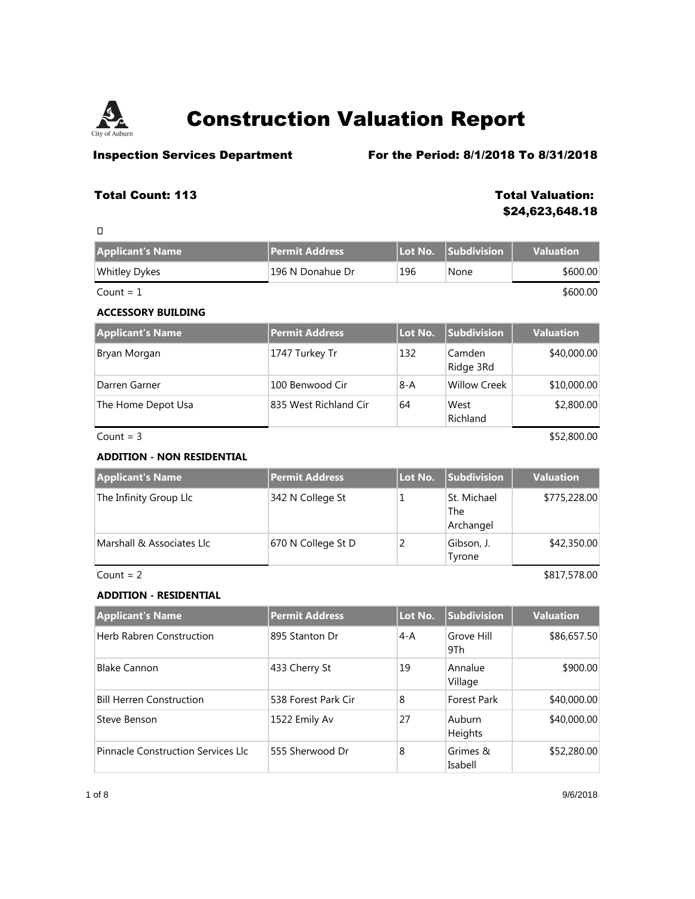# Construction Valuation Report

**Inspection Services Department** **For the Period: 8/1/2018 To 8/31/2018**

**Total Count: 113** **Total Valuation: $24,623,648.18**

| Applicant's Name | Permit Address | Lot No. | Subdivision | Valuation |
|---|---|---|---|---|
| Whitley Dykes | 196 N Donahue Dr | 196 | None | $600.00 |

Count = 1 $600.00

**ACCESSORY BUILDING**

| Applicant's Name | Permit Address | Lot No. | Subdivision | Valuation |
|---|---|---|---|---|
| Bryan Morgan | 1747 Turkey Tr | 132 | Camden Ridge 3Rd | $40,000.00 |
| Darren Garner | 100 Benwood Cir | 8-A | Willow Creek | $10,000.00 |
| The Home Depot Usa | 835 West Richland Cir | 64 | West Richland | $2,800.00 |

Count = 3 $52,800.00

**ADDITION - NON RESIDENTIAL**

| Applicant's Name | Permit Address | Lot No. | Subdivision | Valuation |
|---|---|---|---|---|
| The Infinity Group Llc | 342 N College St | 1 | St. Michael The Archangel | $775,228.00 |
| Marshall & Associates Llc | 670 N College St D | 2 | Gibson, J. Tyrone | $42,350.00 |

Count = 2 $817,578.00

**ADDITION - RESIDENTIAL**

| Applicant's Name | Permit Address | Lot No. | Subdivision | Valuation |
|---|---|---|---|---|
| Herb Rabren Construction | 895 Stanton Dr | 4-A | Grove Hill 9Th | $86,657.50 |
| Blake Cannon | 433 Cherry St | 19 | Annalue Village | $900.00 |
| Bill Herren Construction | 538 Forest Park Cir | 8 | Forest Park | $40,000.00 |
| Steve Benson | 1522 Emily Av | 27 | Auburn Heights | $40,000.00 |
| Pinnacle Construction Services Llc | 555 Sherwood Dr | 8 | Grimes & Isabell | $52,280.00 |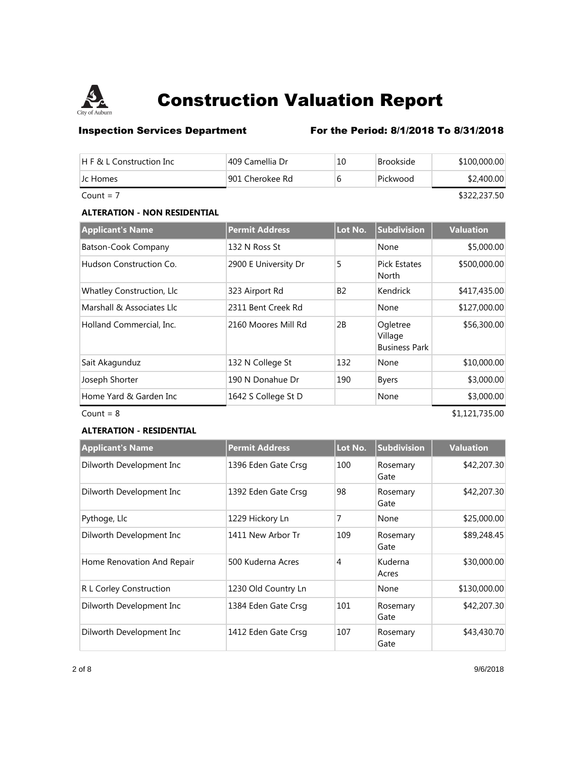# Construction Valuation Report

**Inspection Services Department** **For the Period: 8/1/2018 To 8/31/2018**

| | | | | |
|---|---|---|---|---|
| H F & L Construction Inc | 409 Camellia Dr | 10 | Brookside | $100,000.00 |
| Jc Homes | 901 Cherokee Rd | 6 | Pickwood | $2,400.00 |

Count = 7 $322,237.50

### ALTERATION - NON RESIDENTIAL

| Applicant's Name | Permit Address | Lot No. | Subdivision | Valuation |
|---|---|---|---|---|
| Batson-Cook Company | 132 N Ross St | | None | $5,000.00 |
| Hudson Construction Co. | 2900 E University Dr | 5 | Pick Estates North | $500,000.00 |
| Whatley Construction, Llc | 323 Airport Rd | B2 | Kendrick | $417,435.00 |
| Marshall & Associates Llc | 2311 Bent Creek Rd | | None | $127,000.00 |
| Holland Commercial, Inc. | 2160 Moores Mill Rd | 2B | Ogletree Village Business Park | $56,300.00 |
| Sait Akagunduz | 132 N College St | 132 | None | $10,000.00 |
| Joseph Shorter | 190 N Donahue Dr | 190 | Byers | $3,000.00 |
| Home Yard & Garden Inc | 1642 S College St D | | None | $3,000.00 |

Count = 8 $1,121,735.00

### ALTERATION - RESIDENTIAL

| Applicant's Name | Permit Address | Lot No. | Subdivision | Valuation |
|---|---|---|---|---|
| Dilworth Development Inc | 1396 Eden Gate Crsg | 100 | Rosemary Gate | $42,207.30 |
| Dilworth Development Inc | 1392 Eden Gate Crsg | 98 | Rosemary Gate | $42,207.30 |
| Pythoge, Llc | 1229 Hickory Ln | 7 | None | $25,000.00 |
| Dilworth Development Inc | 1411 New Arbor Tr | 109 | Rosemary Gate | $89,248.45 |
| Home Renovation And Repair | 500 Kuderna Acres | 4 | Kuderna Acres | $30,000.00 |
| R L Corley Construction | 1230 Old Country Ln | | None | $130,000.00 |
| Dilworth Development Inc | 1384 Eden Gate Crsg | 101 | Rosemary Gate | $42,207.30 |
| Dilworth Development Inc | 1412 Eden Gate Crsg | 107 | Rosemary Gate | $43,430.70 |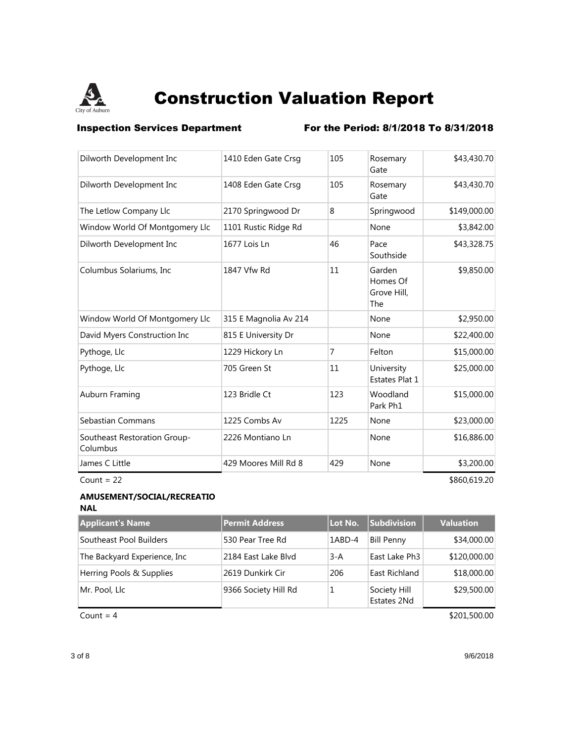# Construction Valuation Report

**Inspection Services Department** **For the Period: 8/1/2018 To 8/31/2018**

| Applicant's Name | Permit Address | Lot No. | Subdivision | Valuation |
|---|---|---|---|---|
| Dilworth Development Inc | 1410 Eden Gate Crsg | 105 | Rosemary Gate | $43,430.70 |
| Dilworth Development Inc | 1408 Eden Gate Crsg | 105 | Rosemary Gate | $43,430.70 |
| The Letlow Company Llc | 2170 Springwood Dr | 8 | Springwood | $149,000.00 |
| Window World Of Montgomery Llc | 1101 Rustic Ridge Rd | | None | $3,842.00 |
| Dilworth Development Inc | 1677 Lois Ln | 46 | Pace Southside | $43,328.75 |
| Columbus Solariums, Inc | 1847 Vfw Rd | 11 | Garden Homes Of Grove Hill, The | $9,850.00 |
| Window World Of Montgomery Llc | 315 E Magnolia Av 214 | | None | $2,950.00 |
| David Myers Construction Inc | 815 E University Dr | | None | $22,400.00 |
| Pythoge, Llc | 1229 Hickory Ln | 7 | Felton | $15,000.00 |
| Pythoge, Llc | 705 Green St | 11 | University Estates Plat 1 | $25,000.00 |
| Auburn Framing | 123 Bridle Ct | 123 | Woodland Park Ph1 | $15,000.00 |
| Sebastian Commans | 1225 Combs Av | 1225 | None | $23,000.00 |
| Southeast Restoration Group-Columbus | 2226 Montiano Ln | | None | $16,886.00 |
| James C Little | 429 Moores Mill Rd 8 | 429 | None | $3,200.00 |

Count = 22 $860,619.20

**AMUSEMENT/SOCIAL/RECREATIONAL**

| Applicant's Name | Permit Address | Lot No. | Subdivision | Valuation |
|---|---|---|---|---|
| Southeast Pool Builders | 530 Pear Tree Rd | 1ABD-4 | Bill Penny | $34,000.00 |
| The Backyard Experience, Inc | 2184 East Lake Blvd | 3-A | East Lake Ph3 | $120,000.00 |
| Herring Pools & Supplies | 2619 Dunkirk Cir | 206 | East Richland | $18,000.00 |
| Mr. Pool, Llc | 9366 Society Hill Rd | 1 | Society Hill Estates 2Nd | $29,500.00 |

Count = 4 $201,500.00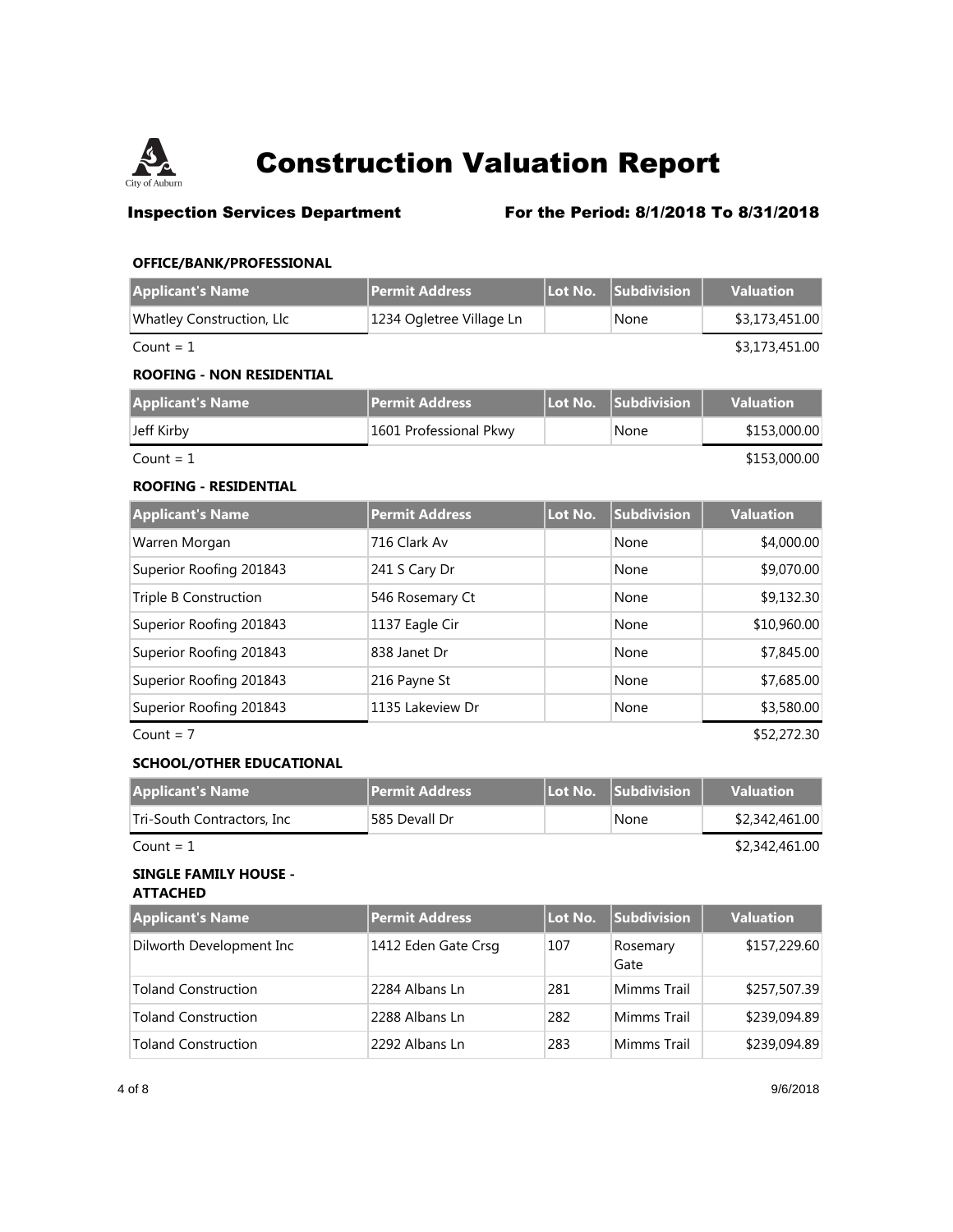# Construction Valuation Report

**Inspection Services Department** **For the Period: 8/1/2018 To 8/31/2018**

### OFFICE/BANK/PROFESSIONAL

| Applicant's Name | Permit Address | Lot No. | Subdivision | Valuation |
|---|---|---|---|---|
| Whatley Construction, Llc | 1234 Ogletree Village Ln | | None | $3,173,451.00 |
| Count = 1 | | | | $3,173,451.00 |

### ROOFING - NON RESIDENTIAL

| Applicant's Name | Permit Address | Lot No. | Subdivision | Valuation |
|---|---|---|---|---|
| Jeff Kirby | 1601 Professional Pkwy | | None | $153,000.00 |
| Count = 1 | | | | $153,000.00 |

### ROOFING - RESIDENTIAL

| Applicant's Name | Permit Address | Lot No. | Subdivision | Valuation |
|---|---|---|---|---|
| Warren Morgan | 716 Clark Av | | None | $4,000.00 |
| Superior Roofing 201843 | 241 S Cary Dr | | None | $9,070.00 |
| Triple B Construction | 546 Rosemary Ct | | None | $9,132.30 |
| Superior Roofing 201843 | 1137 Eagle Cir | | None | $10,960.00 |
| Superior Roofing 201843 | 838 Janet Dr | | None | $7,845.00 |
| Superior Roofing 201843 | 216 Payne St | | None | $7,685.00 |
| Superior Roofing 201843 | 1135 Lakeview Dr | | None | $3,580.00 |
| Count = 7 | | | | $52,272.30 |

### SCHOOL/OTHER EDUCATIONAL

| Applicant's Name | Permit Address | Lot No. | Subdivision | Valuation |
|---|---|---|---|---|
| Tri-South Contractors, Inc | 585 Devall Dr | | None | $2,342,461.00 |
| Count = 1 | | | | $2,342,461.00 |

### SINGLE FAMILY HOUSE - ATTACHED

| Applicant's Name | Permit Address | Lot No. | Subdivision | Valuation |
|---|---|---|---|---|
| Dilworth Development Inc | 1412 Eden Gate Crsg | 107 | Rosemary Gate | $157,229.60 |
| Toland Construction | 2284 Albans Ln | 281 | Mimms Trail | $257,507.39 |
| Toland Construction | 2288 Albans Ln | 282 | Mimms Trail | $239,094.89 |
| Toland Construction | 2292 Albans Ln | 283 | Mimms Trail | $239,094.89 |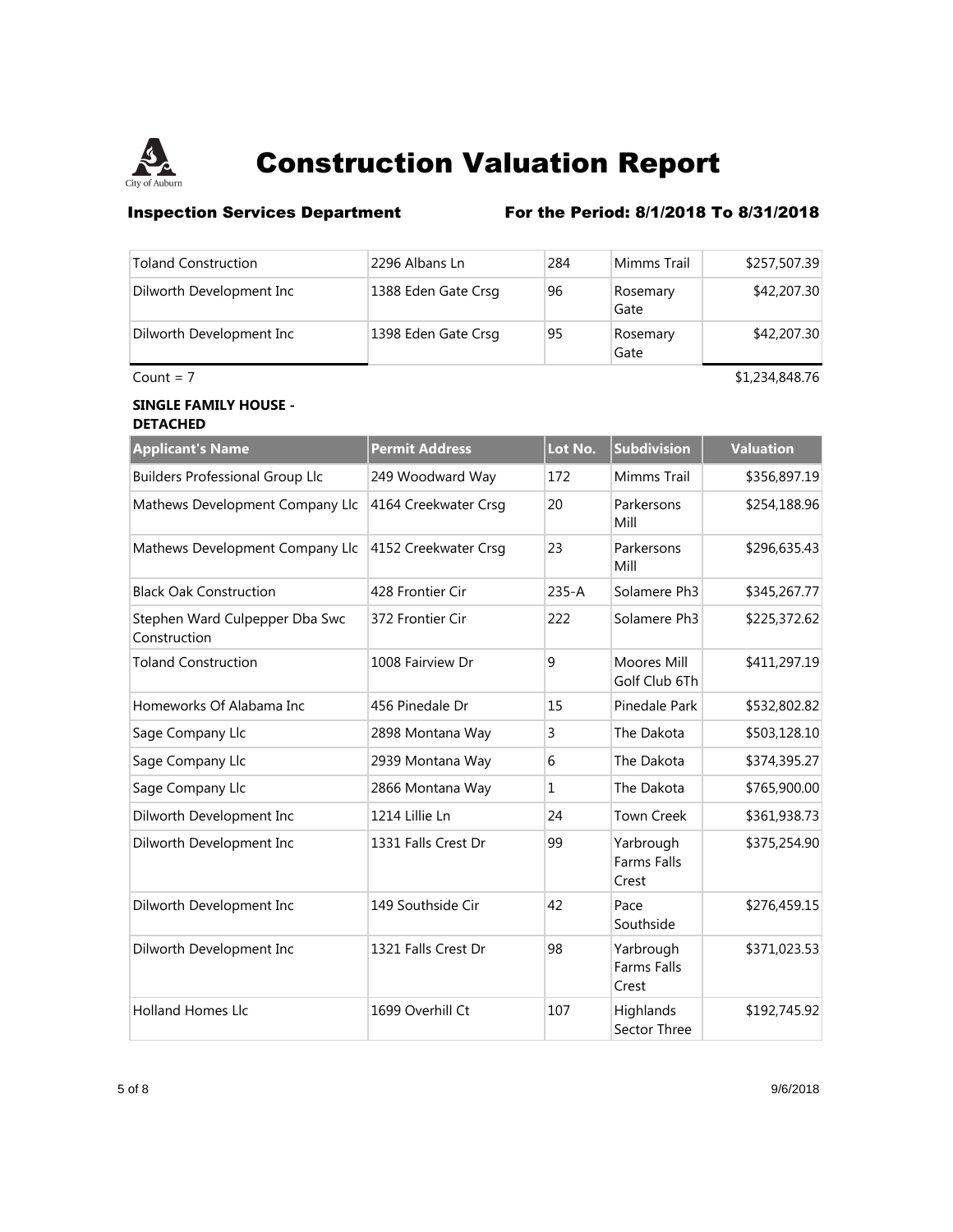# Construction Valuation Report

**Inspection Services Department** **For the Period: 8/1/2018 To 8/31/2018**

| | | | | |
|---|---|---|---|---|
| Toland Construction | 2296 Albans Ln | 284 | Mimms Trail | $257,507.39 |
| Dilworth Development Inc | 1388 Eden Gate Crsg | 96 | Rosemary Gate | $42,207.30 |
| Dilworth Development Inc | 1398 Eden Gate Crsg | 95 | Rosemary Gate | $42,207.30 |

Count = 7 $1,234,848.76

**SINGLE FAMILY HOUSE - DETACHED**

| Applicant's Name | Permit Address | Lot No. | Subdivision | Valuation |
|---|---|---|---|---|
| Builders Professional Group Llc | 249 Woodward Way | 172 | Mimms Trail | $356,897.19 |
| Mathews Development Company Llc | 4164 Creekwater Crsg | 20 | Parkersons Mill | $254,188.96 |
| Mathews Development Company Llc | 4152 Creekwater Crsg | 23 | Parkersons Mill | $296,635.43 |
| Black Oak Construction | 428 Frontier Cir | 235-A | Solamere Ph3 | $345,267.77 |
| Stephen Ward Culpepper Dba Swc Construction | 372 Frontier Cir | 222 | Solamere Ph3 | $225,372.62 |
| Toland Construction | 1008 Fairview Dr | 9 | Moores Mill Golf Club 6Th | $411,297.19 |
| Homeworks Of Alabama Inc | 456 Pinedale Dr | 15 | Pinedale Park | $532,802.82 |
| Sage Company Llc | 2898 Montana Way | 3 | The Dakota | $503,128.10 |
| Sage Company Llc | 2939 Montana Way | 6 | The Dakota | $374,395.27 |
| Sage Company Llc | 2866 Montana Way | 1 | The Dakota | $765,900.00 |
| Dilworth Development Inc | 1214 Lillie Ln | 24 | Town Creek | $361,938.73 |
| Dilworth Development Inc | 1331 Falls Crest Dr | 99 | Yarbrough Farms Falls Crest | $375,254.90 |
| Dilworth Development Inc | 149 Southside Cir | 42 | Pace Southside | $276,459.15 |
| Dilworth Development Inc | 1321 Falls Crest Dr | 98 | Yarbrough Farms Falls Crest | $371,023.53 |
| Holland Homes Llc | 1699 Overhill Ct | 107 | Highlands Sector Three | $192,745.92 |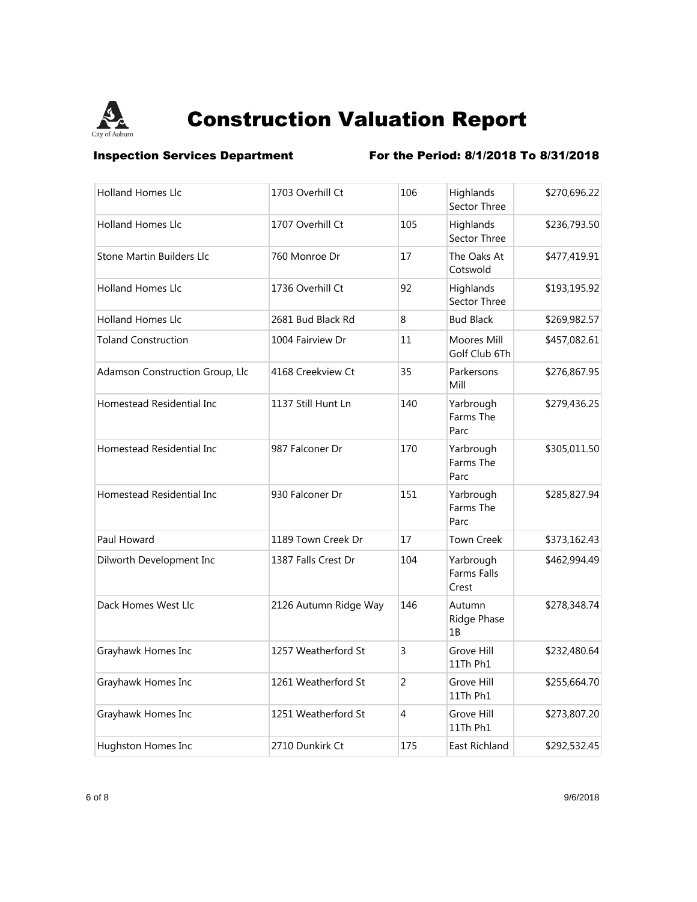# Construction Valuation Report

**Inspection Services Department** **For the Period: 8/1/2018 To 8/31/2018**

| | | | | |
|---|---|---|---|---|
| Holland Homes Llc | 1703 Overhill Ct | 106 | Highlands Sector Three | $270,696.22 |
| Holland Homes Llc | 1707 Overhill Ct | 105 | Highlands Sector Three | $236,793.50 |
| Stone Martin Builders Llc | 760 Monroe Dr | 17 | The Oaks At Cotswold | $477,419.91 |
| Holland Homes Llc | 1736 Overhill Ct | 92 | Highlands Sector Three | $193,195.92 |
| Holland Homes Llc | 2681 Bud Black Rd | 8 | Bud Black | $269,982.57 |
| Toland Construction | 1004 Fairview Dr | 11 | Moores Mill Golf Club 6Th | $457,082.61 |
| Adamson Construction Group, Llc | 4168 Creekview Ct | 35 | Parkersons Mill | $276,867.95 |
| Homestead Residential Inc | 1137 Still Hunt Ln | 140 | Yarbrough Farms The Parc | $279,436.25 |
| Homestead Residential Inc | 987 Falconer Dr | 170 | Yarbrough Farms The Parc | $305,011.50 |
| Homestead Residential Inc | 930 Falconer Dr | 151 | Yarbrough Farms The Parc | $285,827.94 |
| Paul Howard | 1189 Town Creek Dr | 17 | Town Creek | $373,162.43 |
| Dilworth Development Inc | 1387 Falls Crest Dr | 104 | Yarbrough Farms Falls Crest | $462,994.49 |
| Dack Homes West Llc | 2126 Autumn Ridge Way | 146 | Autumn Ridge Phase 1B | $278,348.74 |
| Grayhawk Homes Inc | 1257 Weatherford St | 3 | Grove Hill 11Th Ph1 | $232,480.64 |
| Grayhawk Homes Inc | 1261 Weatherford St | 2 | Grove Hill 11Th Ph1 | $255,664.70 |
| Grayhawk Homes Inc | 1251 Weatherford St | 4 | Grove Hill 11Th Ph1 | $273,807.20 |
| Hughston Homes Inc | 2710 Dunkirk Ct | 175 | East Richland | $292,532.45 |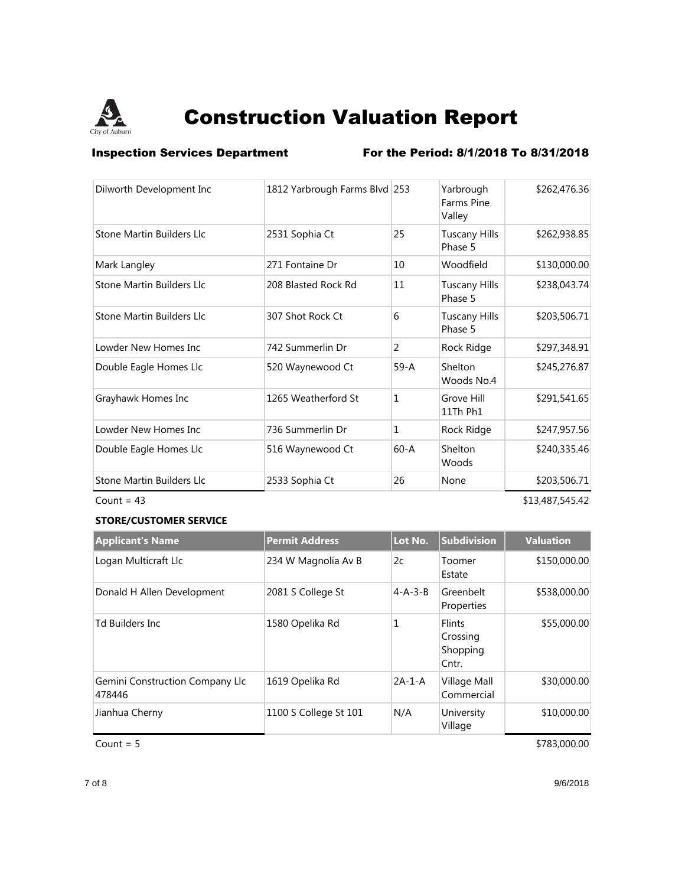# Construction Valuation Report

**Inspection Services Department** **For the Period: 8/1/2018 To 8/31/2018**

| Applicant's Name | Permit Address | Lot No. | Subdivision | Valuation |
|---|---|---|---|---|
| Dilworth Development Inc | 1812 Yarbrough Farms Blvd | 253 | Yarbrough Farms Pine Valley | $262,476.36 |
| Stone Martin Builders Llc | 2531 Sophia Ct | 25 | Tuscany Hills Phase 5 | $262,938.85 |
| Mark Langley | 271 Fontaine Dr | 10 | Woodfield | $130,000.00 |
| Stone Martin Builders Llc | 208 Blasted Rock Rd | 11 | Tuscany Hills Phase 5 | $238,043.74 |
| Stone Martin Builders Llc | 307 Shot Rock Ct | 6 | Tuscany Hills Phase 5 | $203,506.71 |
| Lowder New Homes Inc | 742 Summerlin Dr | 2 | Rock Ridge | $297,348.91 |
| Double Eagle Homes Llc | 520 Waynewood Ct | 59-A | Shelton Woods No.4 | $245,276.87 |
| Grayhawk Homes Inc | 1265 Weatherford St | 1 | Grove Hill 11Th Ph1 | $291,541.65 |
| Lowder New Homes Inc | 736 Summerlin Dr | 1 | Rock Ridge | $247,957.56 |
| Double Eagle Homes Llc | 516 Waynewood Ct | 60-A | Shelton Woods | $240,335.46 |
| Stone Martin Builders Llc | 2533 Sophia Ct | 26 | None | $203,506.71 |

Count = 43 $13,487,545.42

**STORE/CUSTOMER SERVICE**

| Applicant's Name | Permit Address | Lot No. | Subdivision | Valuation |
|---|---|---|---|---|
| Logan Multicraft Llc | 234 W Magnolia Av B | 2c | Toomer Estate | $150,000.00 |
| Donald H Allen Development | 2081 S College St | 4-A-3-B | Greenbelt Properties | $538,000.00 |
| Td Builders Inc | 1580 Opelika Rd | 1 | Flints Crossing Shopping Cntr. | $55,000.00 |
| Gemini Construction Company Llc 478446 | 1619 Opelika Rd | 2A-1-A | Village Mall Commercial | $30,000.00 |
| Jianhua Cherny | 1100 S College St 101 | N/A | University Village | $10,000.00 |

Count = 5 $783,000.00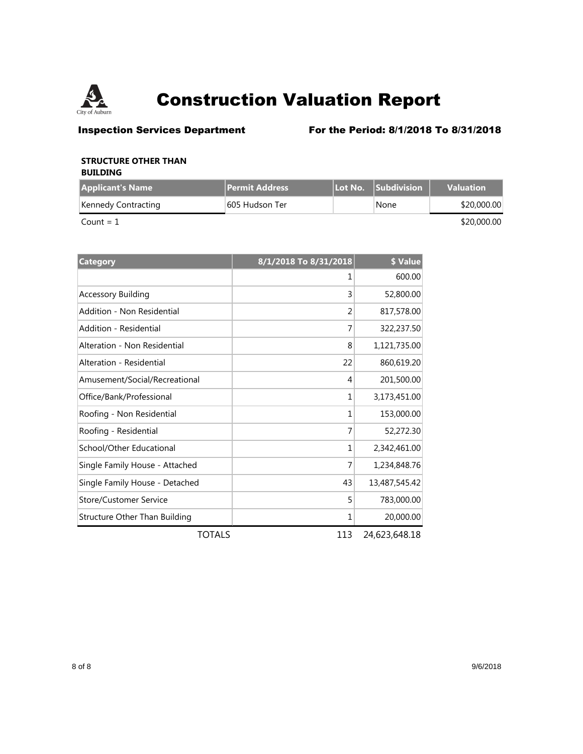# Construction Valuation Report

**Inspection Services Department** **For the Period: 8/1/2018 To 8/31/2018**

**STRUCTURE OTHER THAN BUILDING**

| Applicant's Name | Permit Address | Lot No. | Subdivision | Valuation |
|---|---|---|---|---|
| Kennedy Contracting | 605 Hudson Ter | | None | $20,000.00 |
| Count = 1 | | | | $20,000.00 |

| Category | 8/1/2018 To 8/31/2018 | $ Value |
|---|---|---|
| | 1 | 600.00 |
| Accessory Building | 3 | 52,800.00 |
| Addition - Non Residential | 2 | 817,578.00 |
| Addition - Residential | 7 | 322,237.50 |
| Alteration - Non Residential | 8 | 1,121,735.00 |
| Alteration - Residential | 22 | 860,619.20 |
| Amusement/Social/Recreational | 4 | 201,500.00 |
| Office/Bank/Professional | 1 | 3,173,451.00 |
| Roofing - Non Residential | 1 | 153,000.00 |
| Roofing - Residential | 7 | 52,272.30 |
| School/Other Educational | 1 | 2,342,461.00 |
| Single Family House - Attached | 7 | 1,234,848.76 |
| Single Family House - Detached | 43 | 13,487,545.42 |
| Store/Customer Service | 5 | 783,000.00 |
| Structure Other Than Building | 1 | 20,000.00 |
| TOTALS | 113 | 24,623,648.18 |

9/6/2018